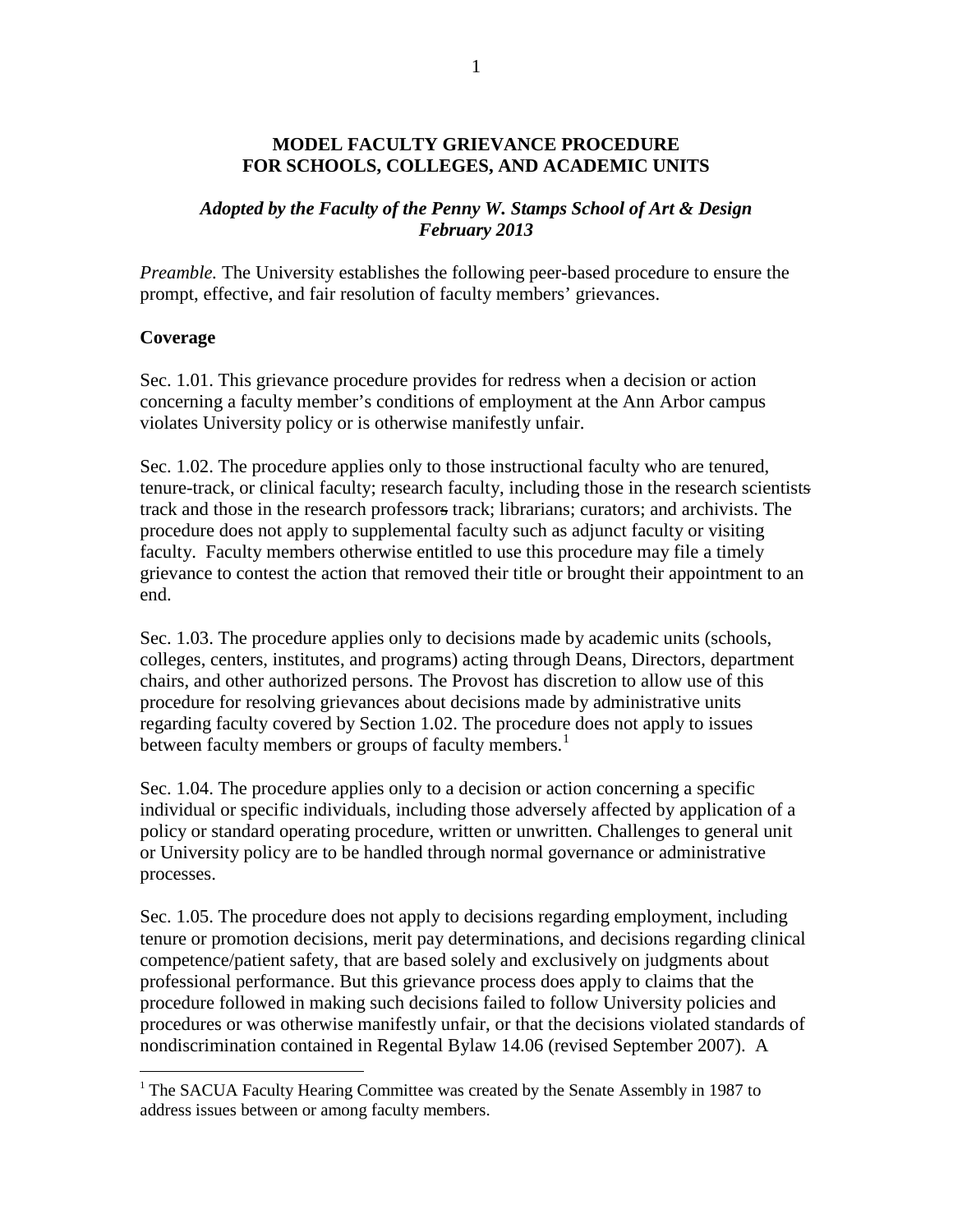**MODEL FACULTY GRIEVANCE PROCEDURE**
**FOR SCHOOLS, COLLEGES, AND ACADEMIC UNITS**

***Adopted by the Faculty of the Penny W. Stamps School of Art & Design***
***February 2013***

*Preamble.* The University establishes the following peer-based procedure to ensure the prompt, effective, and fair resolution of faculty members' grievances.

**Coverage**

Sec. 1.01. This grievance procedure provides for redress when a decision or action concerning a faculty member's conditions of employment at the Ann Arbor campus violates University policy or is otherwise manifestly unfair.

Sec. 1.02. The procedure applies only to those instructional faculty who are tenured, tenure-track, or clinical faculty; research faculty, including those in the research scientists track and those in the research professors track; librarians; curators; and archivists. The procedure does not apply to supplemental faculty such as adjunct faculty or visiting faculty. Faculty members otherwise entitled to use this procedure may file a timely grievance to contest the action that removed their title or brought their appointment to an end.

Sec. 1.03. The procedure applies only to decisions made by academic units (schools, colleges, centers, institutes, and programs) acting through Deans, Directors, department chairs, and other authorized persons. The Provost has discretion to allow use of this procedure for resolving grievances about decisions made by administrative units regarding faculty covered by Section 1.02. The procedure does not apply to issues between faculty members or groups of faculty members.[1]

Sec. 1.04. The procedure applies only to a decision or action concerning a specific individual or specific individuals, including those adversely affected by application of a policy or standard operating procedure, written or unwritten. Challenges to general unit or University policy are to be handled through normal governance or administrative processes.

Sec. 1.05. The procedure does not apply to decisions regarding employment, including tenure or promotion decisions, merit pay determinations, and decisions regarding clinical competence/patient safety, that are based solely and exclusively on judgments about professional performance. But this grievance process does apply to claims that the procedure followed in making such decisions failed to follow University policies and procedures or was otherwise manifestly unfair, or that the decisions violated standards of nondiscrimination contained in Regental Bylaw 14.06 (revised September 2007). A

[1] The SACUA Faculty Hearing Committee was created by the Senate Assembly in 1987 to address issues between or among faculty members.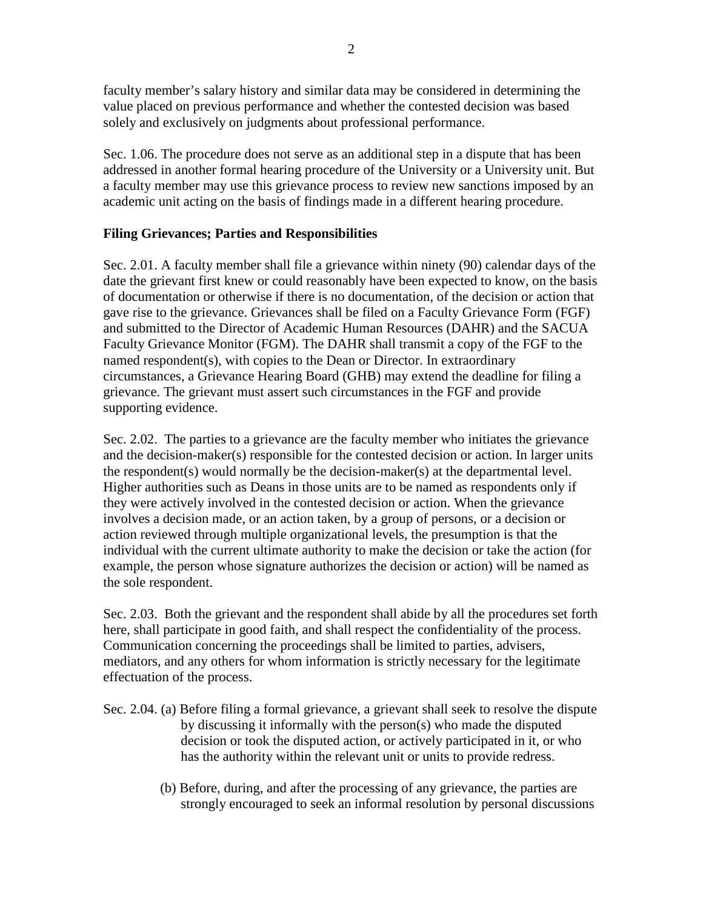faculty member's salary history and similar data may be considered in determining the value placed on previous performance and whether the contested decision was based solely and exclusively on judgments about professional performance.

Sec. 1.06. The procedure does not serve as an additional step in a dispute that has been addressed in another formal hearing procedure of the University or a University unit. But a faculty member may use this grievance process to review new sanctions imposed by an academic unit acting on the basis of findings made in a different hearing procedure.

**Filing Grievances; Parties and Responsibilities**

Sec. 2.01. A faculty member shall file a grievance within ninety (90) calendar days of the date the grievant first knew or could reasonably have been expected to know, on the basis of documentation or otherwise if there is no documentation, of the decision or action that gave rise to the grievance. Grievances shall be filed on a Faculty Grievance Form (FGF) and submitted to the Director of Academic Human Resources (DAHR) and the SACUA Faculty Grievance Monitor (FGM). The DAHR shall transmit a copy of the FGF to the named respondent(s), with copies to the Dean or Director. In extraordinary circumstances, a Grievance Hearing Board (GHB) may extend the deadline for filing a grievance. The grievant must assert such circumstances in the FGF and provide supporting evidence.

Sec. 2.02. The parties to a grievance are the faculty member who initiates the grievance and the decision-maker(s) responsible for the contested decision or action. In larger units the respondent(s) would normally be the decision-maker(s) at the departmental level. Higher authorities such as Deans in those units are to be named as respondents only if they were actively involved in the contested decision or action. When the grievance involves a decision made, or an action taken, by a group of persons, or a decision or action reviewed through multiple organizational levels, the presumption is that the individual with the current ultimate authority to make the decision or take the action (for example, the person whose signature authorizes the decision or action) will be named as the sole respondent.

Sec. 2.03. Both the grievant and the respondent shall abide by all the procedures set forth here, shall participate in good faith, and shall respect the confidentiality of the process. Communication concerning the proceedings shall be limited to parties, advisers, mediators, and any others for whom information is strictly necessary for the legitimate effectuation of the process.

Sec. 2.04. (a) Before filing a formal grievance, a grievant shall seek to resolve the dispute by discussing it informally with the person(s) who made the disputed decision or took the disputed action, or actively participated in it, or who has the authority within the relevant unit or units to provide redress.

(b) Before, during, and after the processing of any grievance, the parties are strongly encouraged to seek an informal resolution by personal discussions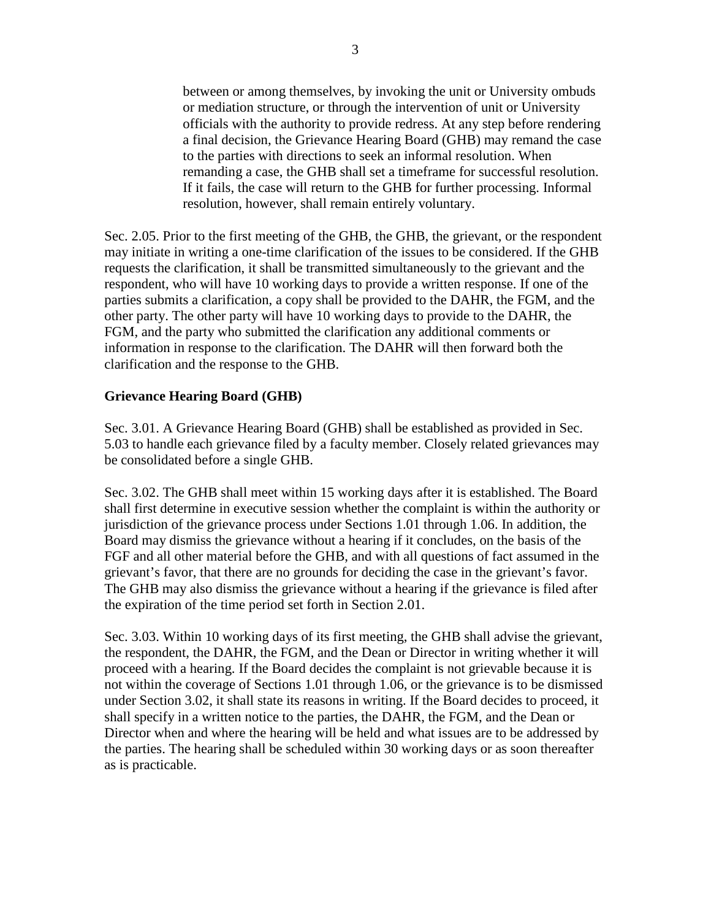between or among themselves, by invoking the unit or University ombuds or mediation structure, or through the intervention of unit or University officials with the authority to provide redress. At any step before rendering a final decision, the Grievance Hearing Board (GHB) may remand the case to the parties with directions to seek an informal resolution. When remanding a case, the GHB shall set a timeframe for successful resolution. If it fails, the case will return to the GHB for further processing. Informal resolution, however, shall remain entirely voluntary.

Sec. 2.05. Prior to the first meeting of the GHB, the GHB, the grievant, or the respondent may initiate in writing a one-time clarification of the issues to be considered. If the GHB requests the clarification, it shall be transmitted simultaneously to the grievant and the respondent, who will have 10 working days to provide a written response. If one of the parties submits a clarification, a copy shall be provided to the DAHR, the FGM, and the other party. The other party will have 10 working days to provide to the DAHR, the FGM, and the party who submitted the clarification any additional comments or information in response to the clarification. The DAHR will then forward both the clarification and the response to the GHB.

**Grievance Hearing Board (GHB)**

Sec. 3.01. A Grievance Hearing Board (GHB) shall be established as provided in Sec. 5.03 to handle each grievance filed by a faculty member. Closely related grievances may be consolidated before a single GHB.

Sec. 3.02. The GHB shall meet within 15 working days after it is established. The Board shall first determine in executive session whether the complaint is within the authority or jurisdiction of the grievance process under Sections 1.01 through 1.06. In addition, the Board may dismiss the grievance without a hearing if it concludes, on the basis of the FGF and all other material before the GHB, and with all questions of fact assumed in the grievant's favor, that there are no grounds for deciding the case in the grievant's favor. The GHB may also dismiss the grievance without a hearing if the grievance is filed after the expiration of the time period set forth in Section 2.01.

Sec. 3.03. Within 10 working days of its first meeting, the GHB shall advise the grievant, the respondent, the DAHR, the FGM, and the Dean or Director in writing whether it will proceed with a hearing. If the Board decides the complaint is not grievable because it is not within the coverage of Sections 1.01 through 1.06, or the grievance is to be dismissed under Section 3.02, it shall state its reasons in writing. If the Board decides to proceed, it shall specify in a written notice to the parties, the DAHR, the FGM, and the Dean or Director when and where the hearing will be held and what issues are to be addressed by the parties. The hearing shall be scheduled within 30 working days or as soon thereafter as is practicable.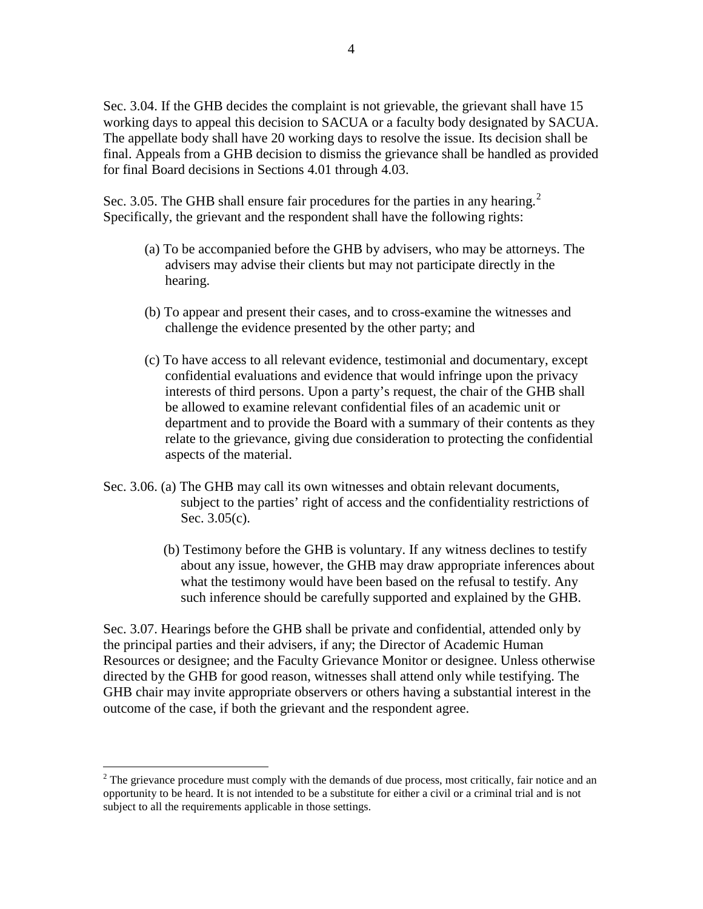Sec. 3.04. If the GHB decides the complaint is not grievable, the grievant shall have 15 working days to appeal this decision to SACUA or a faculty body designated by SACUA. The appellate body shall have 20 working days to resolve the issue. Its decision shall be final. Appeals from a GHB decision to dismiss the grievance shall be handled as provided for final Board decisions in Sections 4.01 through 4.03.

Sec. 3.05. The GHB shall ensure fair procedures for the parties in any hearing.[2] Specifically, the grievant and the respondent shall have the following rights:

(a) To be accompanied before the GHB by advisers, who may be attorneys. The advisers may advise their clients but may not participate directly in the hearing.

(b) To appear and present their cases, and to cross-examine the witnesses and challenge the evidence presented by the other party; and

(c) To have access to all relevant evidence, testimonial and documentary, except confidential evaluations and evidence that would infringe upon the privacy interests of third persons. Upon a party's request, the chair of the GHB shall be allowed to examine relevant confidential files of an academic unit or department and to provide the Board with a summary of their contents as they relate to the grievance, giving due consideration to protecting the confidential aspects of the material.

Sec. 3.06. (a) The GHB may call its own witnesses and obtain relevant documents, subject to the parties' right of access and the confidentiality restrictions of Sec. 3.05(c).

(b) Testimony before the GHB is voluntary. If any witness declines to testify about any issue, however, the GHB may draw appropriate inferences about what the testimony would have been based on the refusal to testify. Any such inference should be carefully supported and explained by the GHB.

Sec. 3.07. Hearings before the GHB shall be private and confidential, attended only by the principal parties and their advisers, if any; the Director of Academic Human Resources or designee; and the Faculty Grievance Monitor or designee. Unless otherwise directed by the GHB for good reason, witnesses shall attend only while testifying. The GHB chair may invite appropriate observers or others having a substantial interest in the outcome of the case, if both the grievant and the respondent agree.

---

[2] The grievance procedure must comply with the demands of due process, most critically, fair notice and an opportunity to be heard. It is not intended to be a substitute for either a civil or a criminal trial and is not subject to all the requirements applicable in those settings.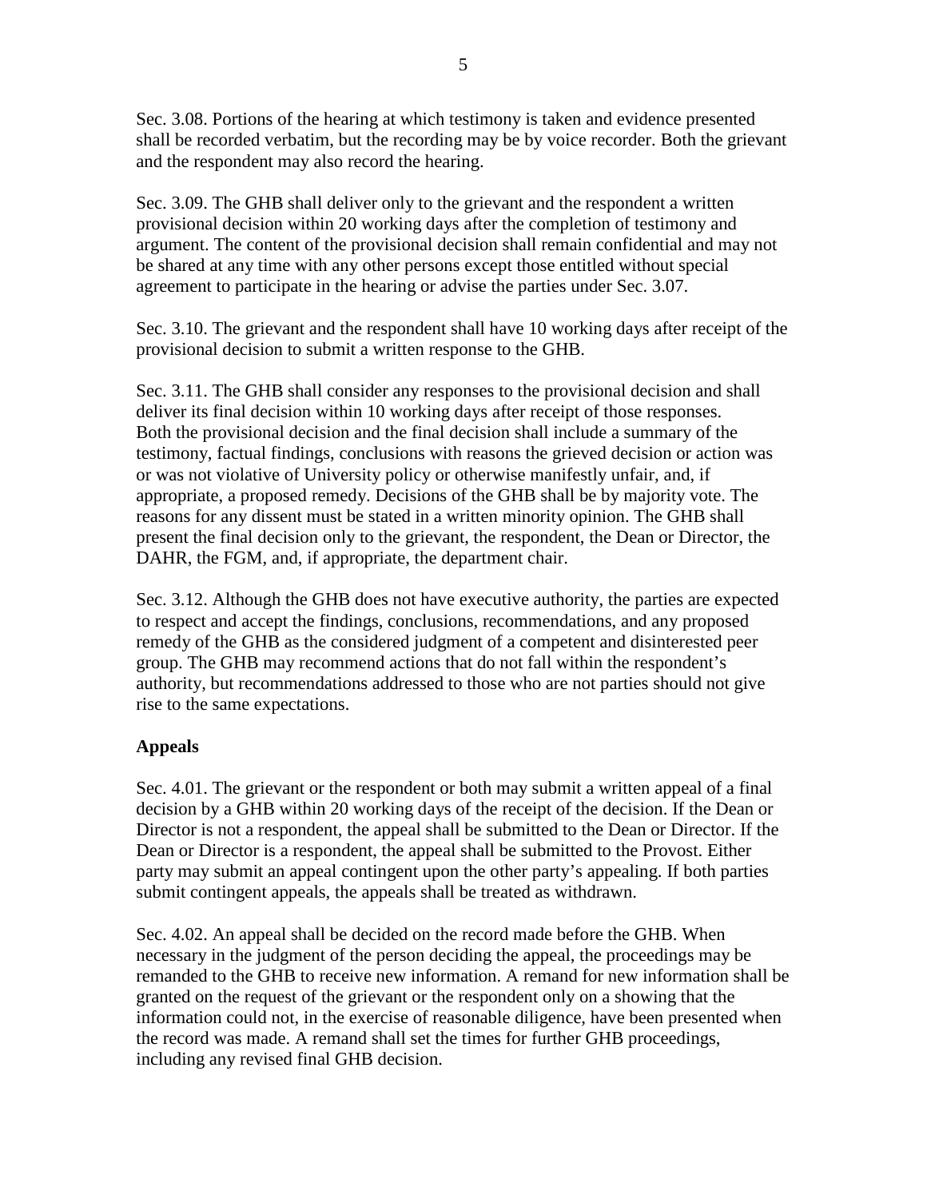Sec. 3.08. Portions of the hearing at which testimony is taken and evidence presented shall be recorded verbatim, but the recording may be by voice recorder. Both the grievant and the respondent may also record the hearing.

Sec. 3.09. The GHB shall deliver only to the grievant and the respondent a written provisional decision within 20 working days after the completion of testimony and argument. The content of the provisional decision shall remain confidential and may not be shared at any time with any other persons except those entitled without special agreement to participate in the hearing or advise the parties under Sec. 3.07.

Sec. 3.10. The grievant and the respondent shall have 10 working days after receipt of the provisional decision to submit a written response to the GHB.

Sec. 3.11. The GHB shall consider any responses to the provisional decision and shall deliver its final decision within 10 working days after receipt of those responses. Both the provisional decision and the final decision shall include a summary of the testimony, factual findings, conclusions with reasons the grieved decision or action was or was not violative of University policy or otherwise manifestly unfair, and, if appropriate, a proposed remedy. Decisions of the GHB shall be by majority vote. The reasons for any dissent must be stated in a written minority opinion. The GHB shall present the final decision only to the grievant, the respondent, the Dean or Director, the DAHR, the FGM, and, if appropriate, the department chair.

Sec. 3.12. Although the GHB does not have executive authority, the parties are expected to respect and accept the findings, conclusions, recommendations, and any proposed remedy of the GHB as the considered judgment of a competent and disinterested peer group. The GHB may recommend actions that do not fall within the respondent's authority, but recommendations addressed to those who are not parties should not give rise to the same expectations.

**Appeals**

Sec. 4.01. The grievant or the respondent or both may submit a written appeal of a final decision by a GHB within 20 working days of the receipt of the decision. If the Dean or Director is not a respondent, the appeal shall be submitted to the Dean or Director. If the Dean or Director is a respondent, the appeal shall be submitted to the Provost. Either party may submit an appeal contingent upon the other party's appealing. If both parties submit contingent appeals, the appeals shall be treated as withdrawn.

Sec. 4.02. An appeal shall be decided on the record made before the GHB. When necessary in the judgment of the person deciding the appeal, the proceedings may be remanded to the GHB to receive new information. A remand for new information shall be granted on the request of the grievant or the respondent only on a showing that the information could not, in the exercise of reasonable diligence, have been presented when the record was made. A remand shall set the times for further GHB proceedings, including any revised final GHB decision.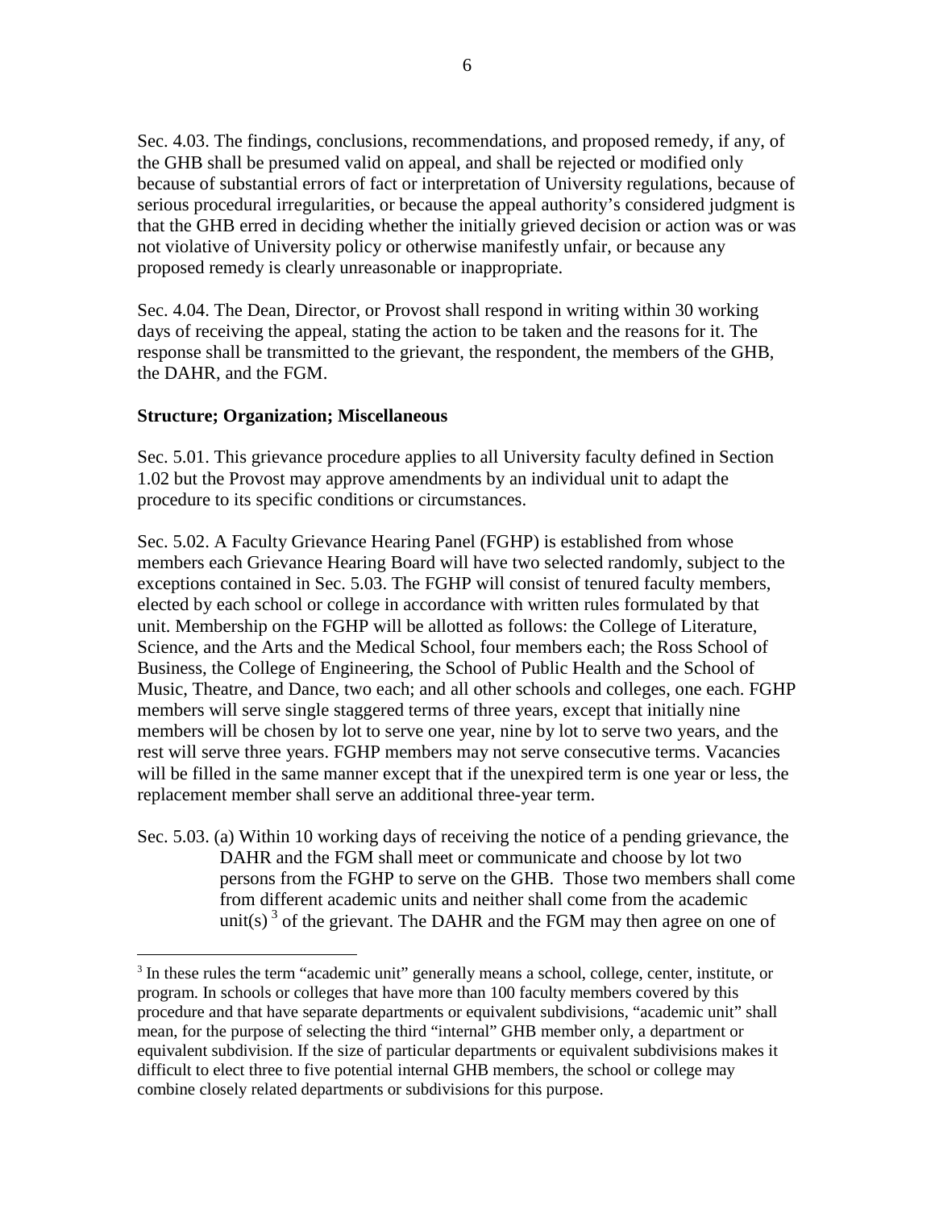Sec. 4.03. The findings, conclusions, recommendations, and proposed remedy, if any, of the GHB shall be presumed valid on appeal, and shall be rejected or modified only because of substantial errors of fact or interpretation of University regulations, because of serious procedural irregularities, or because the appeal authority's considered judgment is that the GHB erred in deciding whether the initially grieved decision or action was or was not violative of University policy or otherwise manifestly unfair, or because any proposed remedy is clearly unreasonable or inappropriate.

Sec. 4.04. The Dean, Director, or Provost shall respond in writing within 30 working days of receiving the appeal, stating the action to be taken and the reasons for it. The response shall be transmitted to the grievant, the respondent, the members of the GHB, the DAHR, and the FGM.

**Structure; Organization; Miscellaneous**

Sec. 5.01. This grievance procedure applies to all University faculty defined in Section 1.02 but the Provost may approve amendments by an individual unit to adapt the procedure to its specific conditions or circumstances.

Sec. 5.02. A Faculty Grievance Hearing Panel (FGHP) is established from whose members each Grievance Hearing Board will have two selected randomly, subject to the exceptions contained in Sec. 5.03. The FGHP will consist of tenured faculty members, elected by each school or college in accordance with written rules formulated by that unit. Membership on the FGHP will be allotted as follows: the College of Literature, Science, and the Arts and the Medical School, four members each; the Ross School of Business, the College of Engineering, the School of Public Health and the School of Music, Theatre, and Dance, two each; and all other schools and colleges, one each. FGHP members will serve single staggered terms of three years, except that initially nine members will be chosen by lot to serve one year, nine by lot to serve two years, and the rest will serve three years. FGHP members may not serve consecutive terms. Vacancies will be filled in the same manner except that if the unexpired term is one year or less, the replacement member shall serve an additional three-year term.

Sec. 5.03. (a) Within 10 working days of receiving the notice of a pending grievance, the DAHR and the FGM shall meet or communicate and choose by lot two persons from the FGHP to serve on the GHB. Those two members shall come from different academic units and neither shall come from the academic unit(s) [3] of the grievant. The DAHR and the FGM may then agree on one of

---

[3] In these rules the term "academic unit" generally means a school, college, center, institute, or program. In schools or colleges that have more than 100 faculty members covered by this procedure and that have separate departments or equivalent subdivisions, "academic unit" shall mean, for the purpose of selecting the third "internal" GHB member only, a department or equivalent subdivision. If the size of particular departments or equivalent subdivisions makes it difficult to elect three to five potential internal GHB members, the school or college may combine closely related departments or subdivisions for this purpose.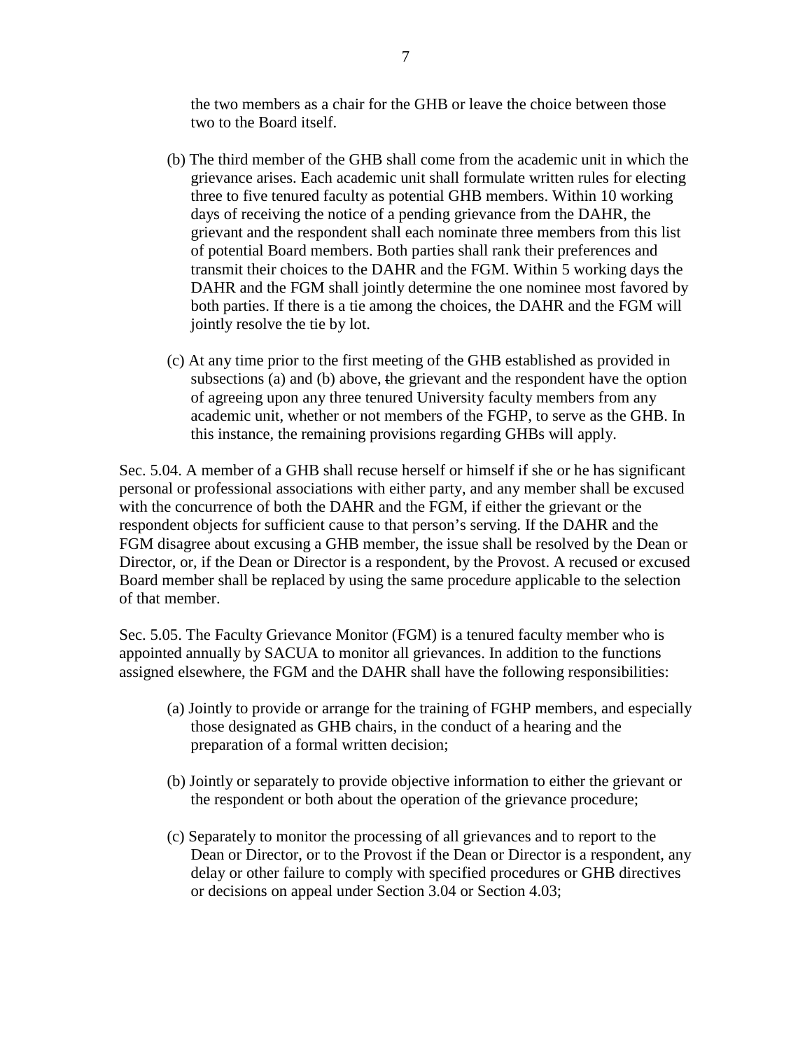the two members as a chair for the GHB or leave the choice between those two to the Board itself.

(b) The third member of the GHB shall come from the academic unit in which the grievance arises. Each academic unit shall formulate written rules for electing three to five tenured faculty as potential GHB members. Within 10 working days of receiving the notice of a pending grievance from the DAHR, the grievant and the respondent shall each nominate three members from this list of potential Board members. Both parties shall rank their preferences and transmit their choices to the DAHR and the FGM. Within 5 working days the DAHR and the FGM shall jointly determine the one nominee most favored by both parties. If there is a tie among the choices, the DAHR and the FGM will jointly resolve the tie by lot.

(c) At any time prior to the first meeting of the GHB established as provided in subsections (a) and (b) above, the grievant and the respondent have the option of agreeing upon any three tenured University faculty members from any academic unit, whether or not members of the FGHP, to serve as the GHB. In this instance, the remaining provisions regarding GHBs will apply.

Sec. 5.04. A member of a GHB shall recuse herself or himself if she or he has significant personal or professional associations with either party, and any member shall be excused with the concurrence of both the DAHR and the FGM, if either the grievant or the respondent objects for sufficient cause to that person's serving. If the DAHR and the FGM disagree about excusing a GHB member, the issue shall be resolved by the Dean or Director, or, if the Dean or Director is a respondent, by the Provost. A recused or excused Board member shall be replaced by using the same procedure applicable to the selection of that member.

Sec. 5.05. The Faculty Grievance Monitor (FGM) is a tenured faculty member who is appointed annually by SACUA to monitor all grievances. In addition to the functions assigned elsewhere, the FGM and the DAHR shall have the following responsibilities:

(a) Jointly to provide or arrange for the training of FGHP members, and especially those designated as GHB chairs, in the conduct of a hearing and the preparation of a formal written decision;

(b) Jointly or separately to provide objective information to either the grievant or the respondent or both about the operation of the grievance procedure;

(c) Separately to monitor the processing of all grievances and to report to the Dean or Director, or to the Provost if the Dean or Director is a respondent, any delay or other failure to comply with specified procedures or GHB directives or decisions on appeal under Section 3.04 or Section 4.03;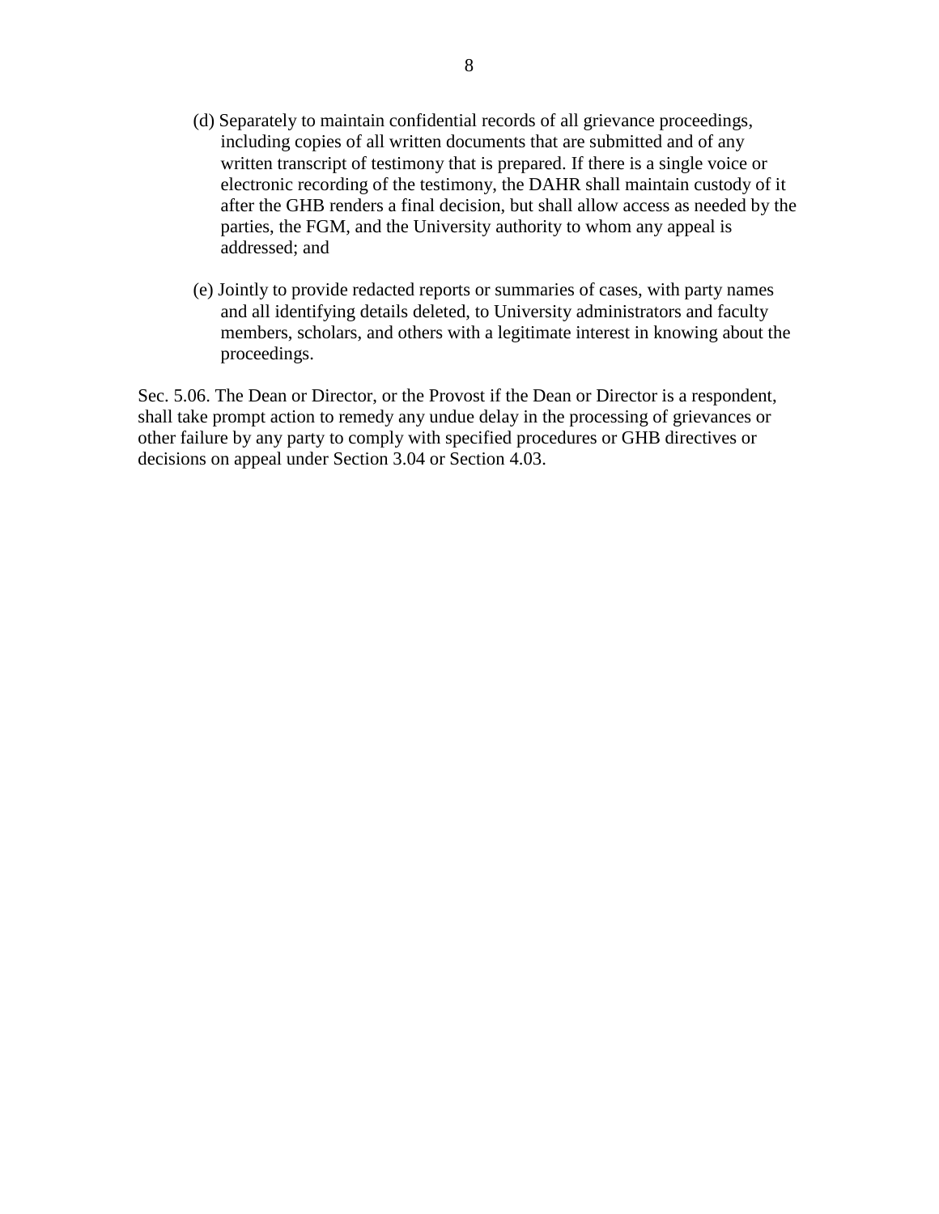(d) Separately to maintain confidential records of all grievance proceedings, including copies of all written documents that are submitted and of any written transcript of testimony that is prepared. If there is a single voice or electronic recording of the testimony, the DAHR shall maintain custody of it after the GHB renders a final decision, but shall allow access as needed by the parties, the FGM, and the University authority to whom any appeal is addressed; and

(e) Jointly to provide redacted reports or summaries of cases, with party names and all identifying details deleted, to University administrators and faculty members, scholars, and others with a legitimate interest in knowing about the proceedings.

Sec. 5.06. The Dean or Director, or the Provost if the Dean or Director is a respondent, shall take prompt action to remedy any undue delay in the processing of grievances or other failure by any party to comply with specified procedures or GHB directives or decisions on appeal under Section 3.04 or Section 4.03.